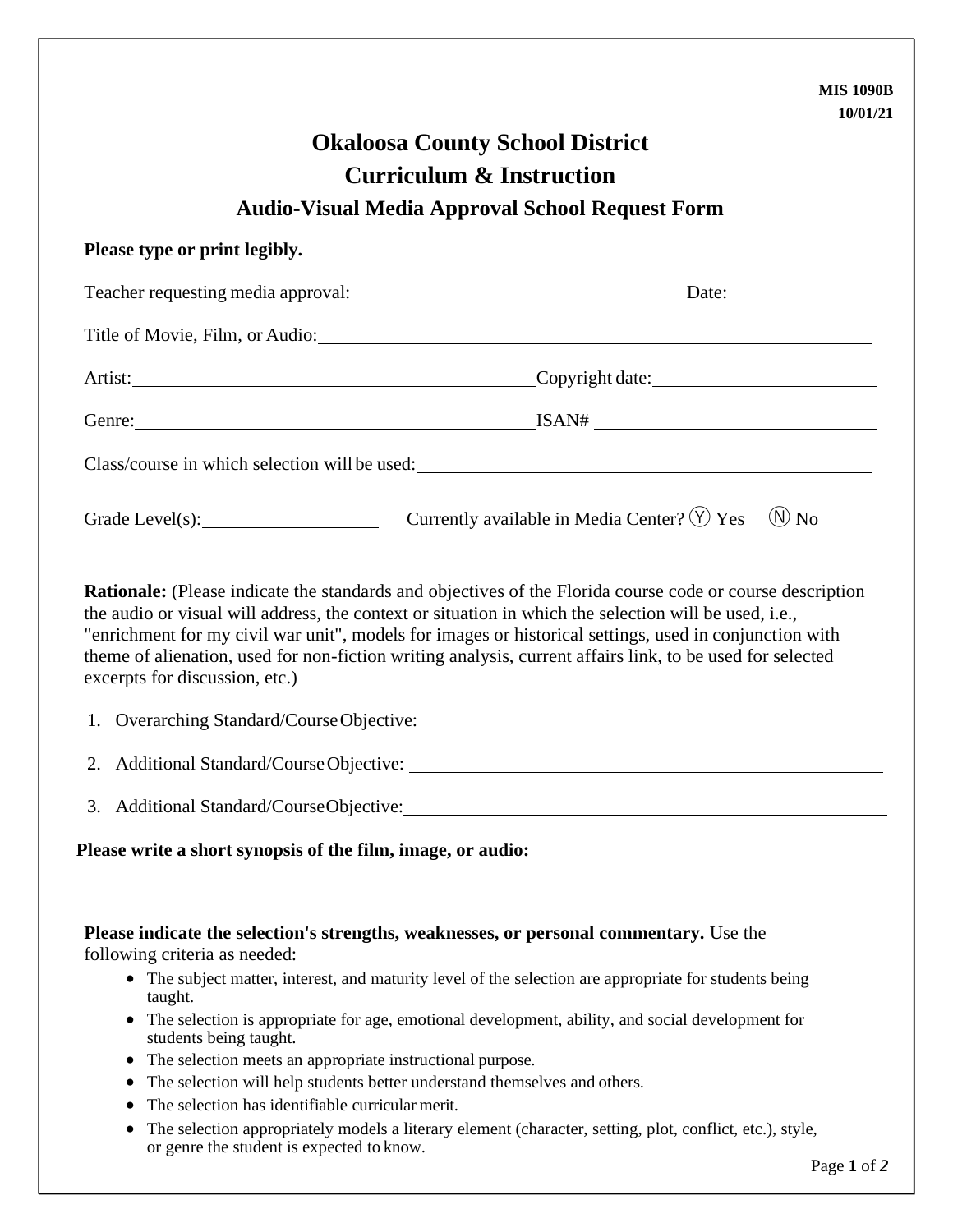MIS 1090B
10/01/21

# Okaloosa County School District

## Curriculum & Instruction

### Audio-Visual Media Approval School Request Form

**Please type or print legibly.**

Teacher requesting media approval: ______________________ Date: __________

Title of Movie, Film, or Audio: ______________________

Artist: ______________________ Copyright date: __________

Genre: ______________________ ISAN# __________

Class/course in which selection will be used: ______________________

Grade Level(s): __________ Currently available in Media Center? Ⓨ Yes Ⓝ No

**Rationale:** (Please indicate the standards and objectives of the Florida course code or course description the audio or visual will address, the context or situation in which the selection will be used, i.e., "enrichment for my civil war unit", models for images or historical settings, used in conjunction with theme of alienation, used for non-fiction writing analysis, current affairs link, to be used for selected excerpts for discussion, etc.)

1. Overarching Standard/Course Objective: ______________________
2. Additional Standard/Course Objective: ______________________
3. Additional Standard/Course Objective: ______________________

**Please write a short synopsis of the film, image, or audio:**

**Please indicate the selection's strengths, weaknesses, or personal commentary.** Use the following criteria as needed:

- The subject matter, interest, and maturity level of the selection are appropriate for students being taught.
- The selection is appropriate for age, emotional development, ability, and social development for students being taught.
- The selection meets an appropriate instructional purpose.
- The selection will help students better understand themselves and others.
- The selection has identifiable curricular merit.
- The selection appropriately models a literary element (character, setting, plot, conflict, etc.), style, or genre the student is expected to know.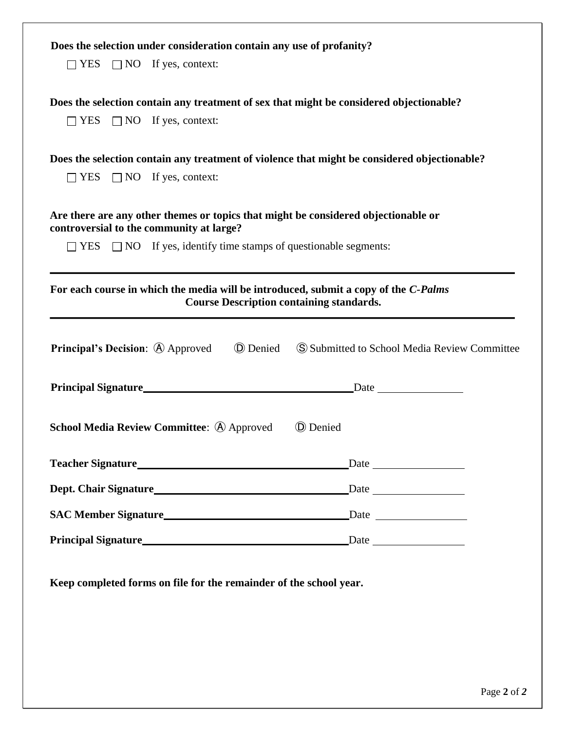**Does the selection under consideration contain any use of profanity?**

☐ YES ☐ NO If yes, context:

**Does the selection contain any treatment of sex that might be considered objectionable?**

☐ YES ☐ NO If yes, context:

**Does the selection contain any treatment of violence that might be considered objectionable?**

☐ YES ☐ NO If yes, context:

**Are there are any other themes or topics that might be considered objectionable or controversial to the community at large?**

☐ YES ☐ NO If yes, identify time stamps of questionable segments:

---

**For each course in which the media will be introduced, submit a copy of the *C-Palms* Course Description containing standards.**

---

**Principal's Decision**: Ⓐ Approved Ⓓ Denied Ⓢ Submitted to School Media Review Committee

**Principal Signature**\_\_\_\_\_\_\_\_\_\_\_\_\_\_\_\_\_\_\_\_\_\_\_\_\_\_\_\_\_\_\_\_\_\_\_\_\_\_Date \_\_\_\_\_\_\_\_\_\_\_\_\_\_\_

**School Media Review Committee**: Ⓐ Approved Ⓓ Denied

**Teacher Signature**\_\_\_\_\_\_\_\_\_\_\_\_\_\_\_\_\_\_\_\_\_\_\_\_\_\_\_\_\_\_\_\_\_\_\_\_\_\_Date \_\_\_\_\_\_\_\_\_\_\_\_\_\_\_

**Dept. Chair Signature**\_\_\_\_\_\_\_\_\_\_\_\_\_\_\_\_\_\_\_\_\_\_\_\_\_\_\_\_\_\_\_\_\_\_\_\_Date \_\_\_\_\_\_\_\_\_\_\_\_\_\_\_

**SAC Member Signature**\_\_\_\_\_\_\_\_\_\_\_\_\_\_\_\_\_\_\_\_\_\_\_\_\_\_\_\_\_\_\_\_\_\_\_Date \_\_\_\_\_\_\_\_\_\_\_\_\_\_\_

**Principal Signature**\_\_\_\_\_\_\_\_\_\_\_\_\_\_\_\_\_\_\_\_\_\_\_\_\_\_\_\_\_\_\_\_\_\_\_\_\_\_Date \_\_\_\_\_\_\_\_\_\_\_\_\_\_\_

**Keep completed forms on file for the remainder of the school year.**